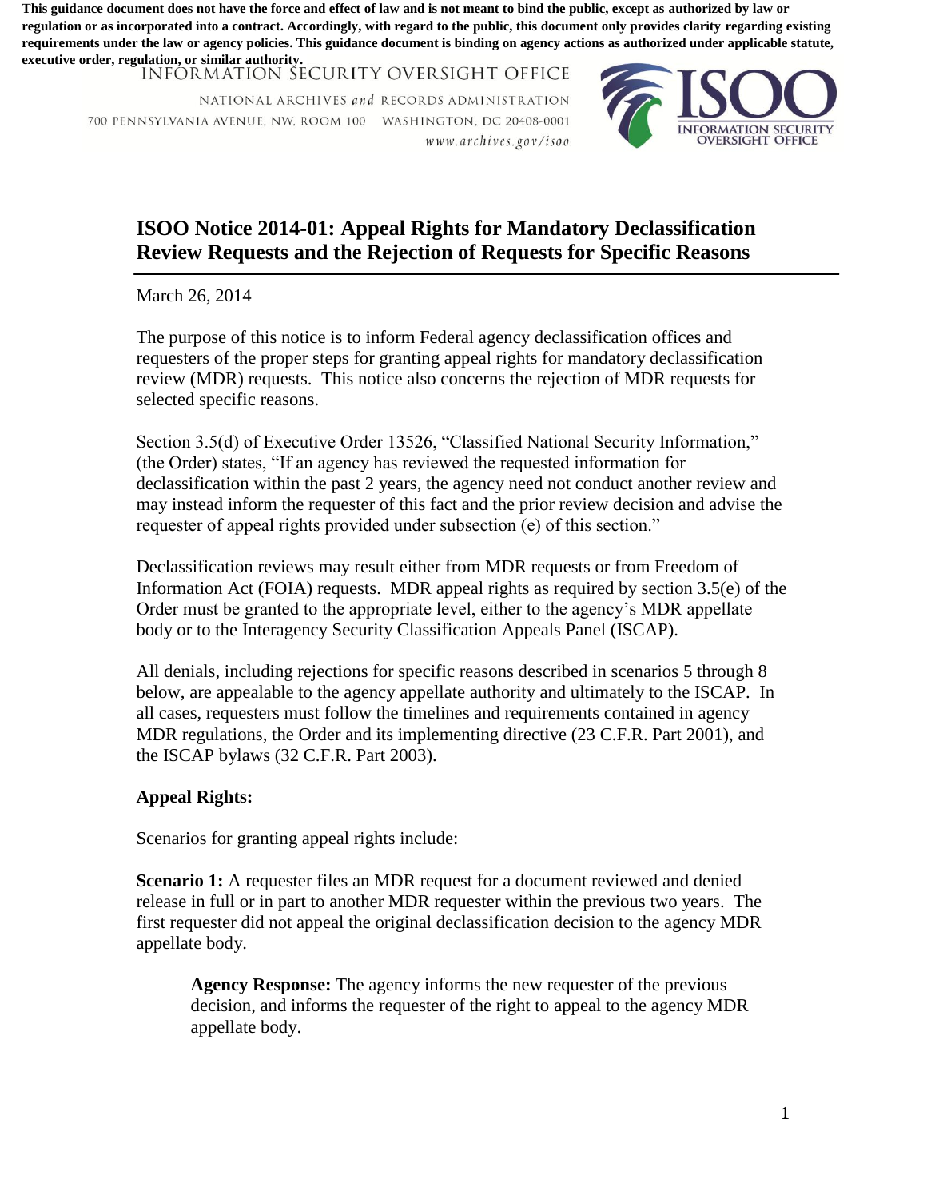**This guidance document does not have the force and effect of law and is not meant to bind the public, except as authorized by law or regulation or as incorporated into a contract. Accordingly, with regard to the public, this document only provides clarity regarding existing requirements under the law or agency policies. This guidance document is binding on agency actions as authorized under applicable statute, executive order, regulation, or similar authority.**

INFORMATION SECURITY OVERSIGHT OFFICE

NATIONAL ARCHIVES *and* RECORDS ADMINISTRATION

700 PENNSYLVANIA AVENUE, NW, ROOM 100 WASHINGTON, DC 20408-0001

*www.archives.gov/isoo*

# ISOO Notice 2014-01: Appeal Rights for Mandatory Declassification Review Requests and the Rejection of Requests for Specific Reasons

March 26, 2014

The purpose of this notice is to inform Federal agency declassification offices and requesters of the proper steps for granting appeal rights for mandatory declassification review (MDR) requests. This notice also concerns the rejection of MDR requests for selected specific reasons.

Section 3.5(d) of Executive Order 13526, "Classified National Security Information," (the Order) states, "If an agency has reviewed the requested information for declassification within the past 2 years, the agency need not conduct another review and may instead inform the requester of this fact and the prior review decision and advise the requester of appeal rights provided under subsection (e) of this section."

Declassification reviews may result either from MDR requests or from Freedom of Information Act (FOIA) requests. MDR appeal rights as required by section 3.5(e) of the Order must be granted to the appropriate level, either to the agency's MDR appellate body or to the Interagency Security Classification Appeals Panel (ISCAP).

All denials, including rejections for specific reasons described in scenarios 5 through 8 below, are appealable to the agency appellate authority and ultimately to the ISCAP. In all cases, requesters must follow the timelines and requirements contained in agency MDR regulations, the Order and its implementing directive (23 C.F.R. Part 2001), and the ISCAP bylaws (32 C.F.R. Part 2003).

## Appeal Rights:

Scenarios for granting appeal rights include:

**Scenario 1:** A requester files an MDR request for a document reviewed and denied release in full or in part to another MDR requester within the previous two years. The first requester did not appeal the original declassification decision to the agency MDR appellate body.

> **Agency Response:** The agency informs the new requester of the previous decision, and informs the requester of the right to appeal to the agency MDR appellate body.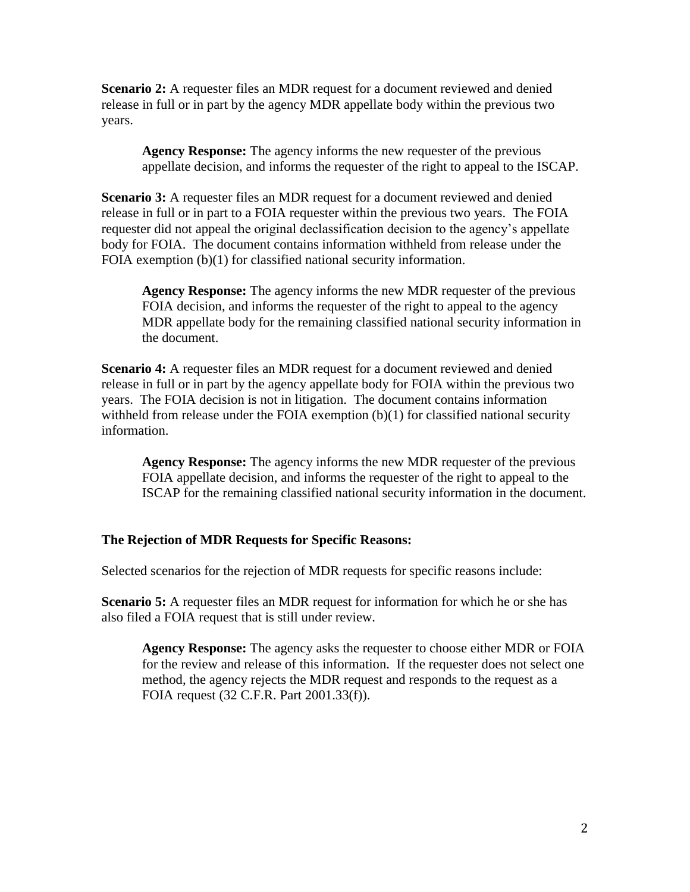**Scenario 2:** A requester files an MDR request for a document reviewed and denied release in full or in part by the agency MDR appellate body within the previous two years.

> **Agency Response:** The agency informs the new requester of the previous appellate decision, and informs the requester of the right to appeal to the ISCAP.

**Scenario 3:** A requester files an MDR request for a document reviewed and denied release in full or in part to a FOIA requester within the previous two years. The FOIA requester did not appeal the original declassification decision to the agency's appellate body for FOIA. The document contains information withheld from release under the FOIA exemption (b)(1) for classified national security information.

> **Agency Response:** The agency informs the new MDR requester of the previous FOIA decision, and informs the requester of the right to appeal to the agency MDR appellate body for the remaining classified national security information in the document.

**Scenario 4:** A requester files an MDR request for a document reviewed and denied release in full or in part by the agency appellate body for FOIA within the previous two years. The FOIA decision is not in litigation. The document contains information withheld from release under the FOIA exemption (b)(1) for classified national security information.

> **Agency Response:** The agency informs the new MDR requester of the previous FOIA appellate decision, and informs the requester of the right to appeal to the ISCAP for the remaining classified national security information in the document.

**The Rejection of MDR Requests for Specific Reasons:**

Selected scenarios for the rejection of MDR requests for specific reasons include:

**Scenario 5:** A requester files an MDR request for information for which he or she has also filed a FOIA request that is still under review.

> **Agency Response:** The agency asks the requester to choose either MDR or FOIA for the review and release of this information. If the requester does not select one method, the agency rejects the MDR request and responds to the request as a FOIA request (32 C.F.R. Part 2001.33(f)).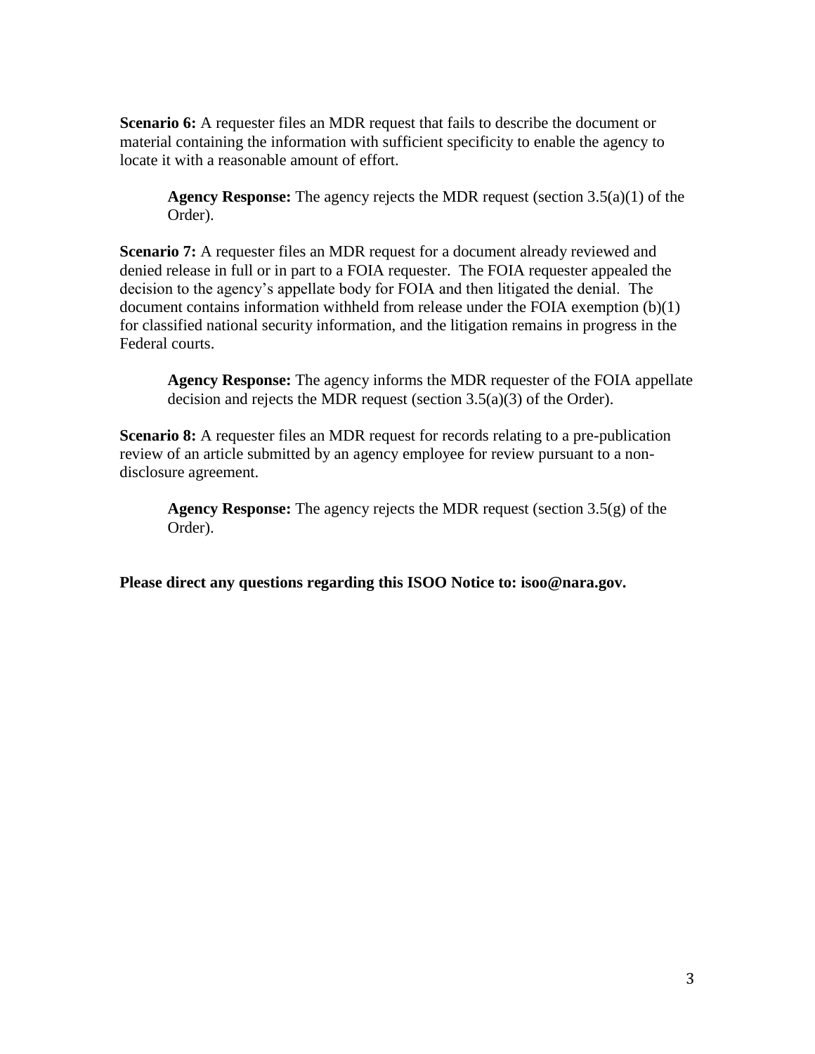**Scenario 6:** A requester files an MDR request that fails to describe the document or material containing the information with sufficient specificity to enable the agency to locate it with a reasonable amount of effort.

> **Agency Response:** The agency rejects the MDR request (section 3.5(a)(1) of the Order).

**Scenario 7:** A requester files an MDR request for a document already reviewed and denied release in full or in part to a FOIA requester. The FOIA requester appealed the decision to the agency's appellate body for FOIA and then litigated the denial. The document contains information withheld from release under the FOIA exemption (b)(1) for classified national security information, and the litigation remains in progress in the Federal courts.

> **Agency Response:** The agency informs the MDR requester of the FOIA appellate decision and rejects the MDR request (section 3.5(a)(3) of the Order).

**Scenario 8:** A requester files an MDR request for records relating to a pre-publication review of an article submitted by an agency employee for review pursuant to a non-disclosure agreement.

> **Agency Response:** The agency rejects the MDR request (section 3.5(g) of the Order).

**Please direct any questions regarding this ISOO Notice to: isoo@nara.gov.**